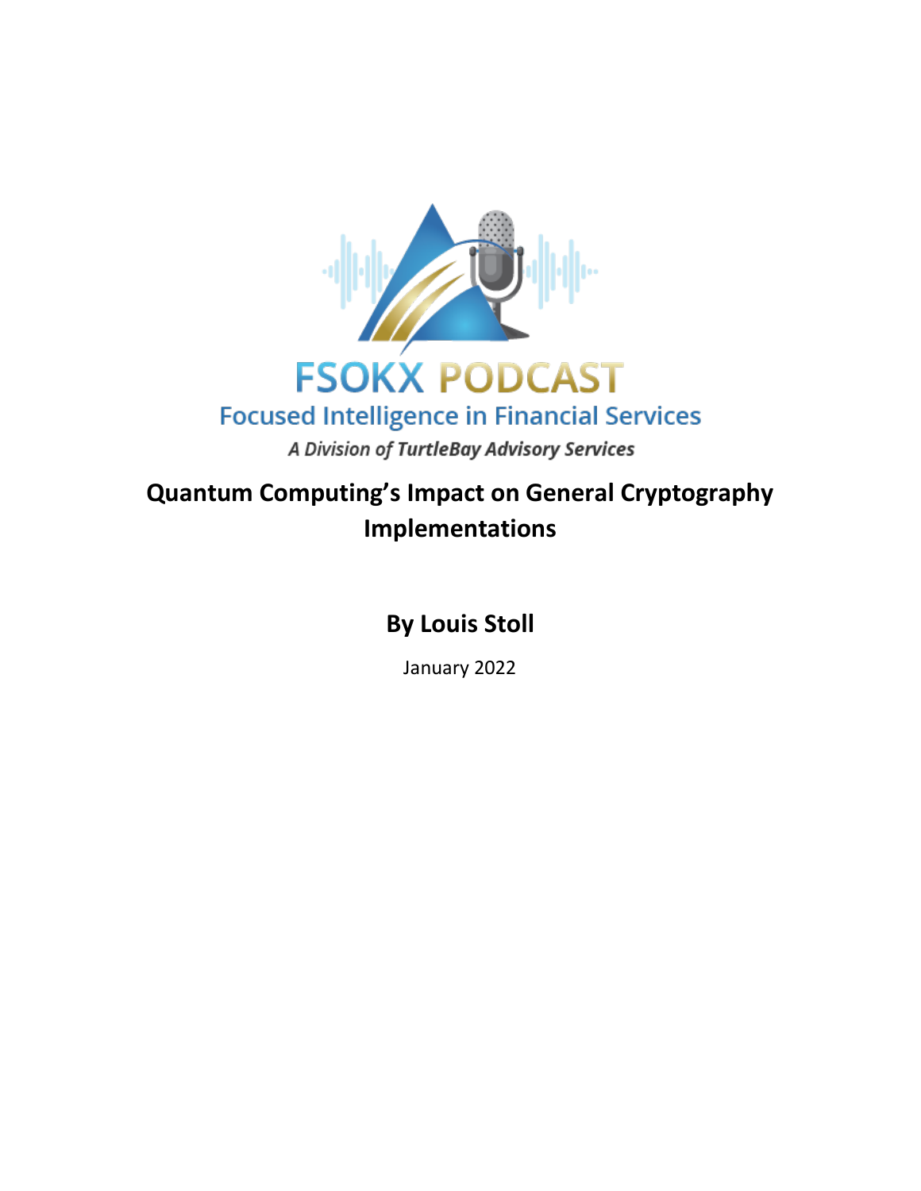FSOKX PODCAST

Focused Intelligence in Financial Services

*A Division of TurtleBay Advisory Services*

# Quantum Computing's Impact on General Cryptography Implementations

**By Louis Stoll**

January 2022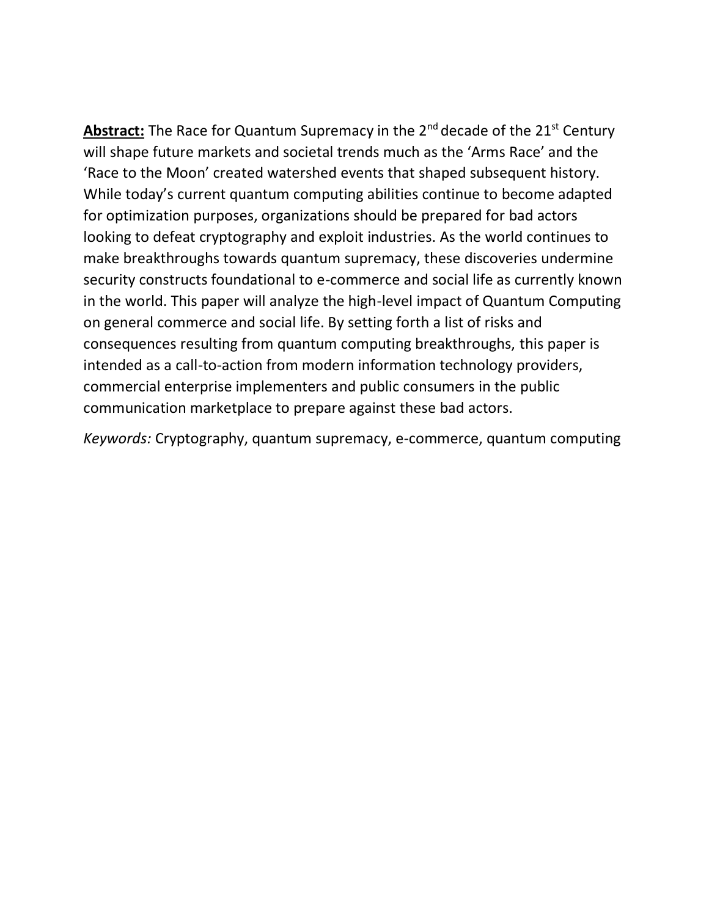**Abstract:** The Race for Quantum Supremacy in the 2nd decade of the 21st Century will shape future markets and societal trends much as the 'Arms Race' and the 'Race to the Moon' created watershed events that shaped subsequent history. While today's current quantum computing abilities continue to become adapted for optimization purposes, organizations should be prepared for bad actors looking to defeat cryptography and exploit industries. As the world continues to make breakthroughs towards quantum supremacy, these discoveries undermine security constructs foundational to e-commerce and social life as currently known in the world. This paper will analyze the high-level impact of Quantum Computing on general commerce and social life. By setting forth a list of risks and consequences resulting from quantum computing breakthroughs, this paper is intended as a call-to-action from modern information technology providers, commercial enterprise implementers and public consumers in the public communication marketplace to prepare against these bad actors.

*Keywords:* Cryptography, quantum supremacy, e-commerce, quantum computing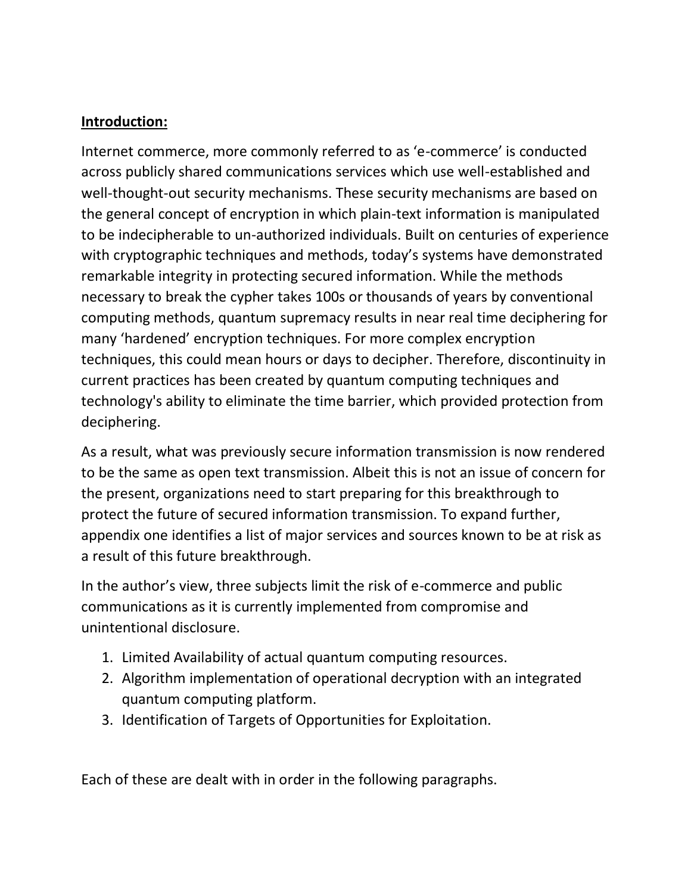**Introduction:**

Internet commerce, more commonly referred to as 'e-commerce' is conducted across publicly shared communications services which use well-established and well-thought-out security mechanisms. These security mechanisms are based on the general concept of encryption in which plain-text information is manipulated to be indecipherable to un-authorized individuals. Built on centuries of experience with cryptographic techniques and methods, today's systems have demonstrated remarkable integrity in protecting secured information. While the methods necessary to break the cypher takes 100s or thousands of years by conventional computing methods, quantum supremacy results in near real time deciphering for many 'hardened' encryption techniques. For more complex encryption techniques, this could mean hours or days to decipher. Therefore, discontinuity in current practices has been created by quantum computing techniques and technology's ability to eliminate the time barrier, which provided protection from deciphering.

As a result, what was previously secure information transmission is now rendered to be the same as open text transmission. Albeit this is not an issue of concern for the present, organizations need to start preparing for this breakthrough to protect the future of secured information transmission. To expand further, appendix one identifies a list of major services and sources known to be at risk as a result of this future breakthrough.

In the author's view, three subjects limit the risk of e-commerce and public communications as it is currently implemented from compromise and unintentional disclosure.

1. Limited Availability of actual quantum computing resources.
2. Algorithm implementation of operational decryption with an integrated quantum computing platform.
3. Identification of Targets of Opportunities for Exploitation.

Each of these are dealt with in order in the following paragraphs.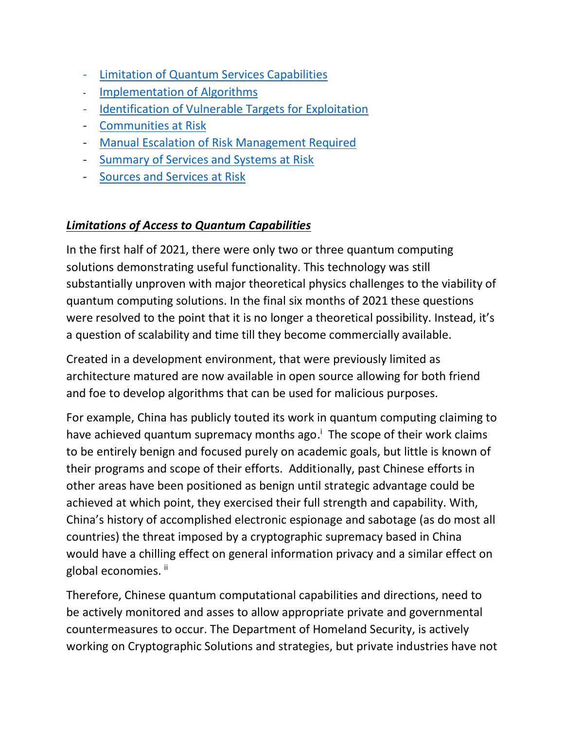- [Limitation of Quantum Services Capabilities]()
- [Implementation of Algorithms]()
- [Identification of Vulnerable Targets for Exploitation]()
- [Communities at Risk]()
- [Manual Escalation of Risk Management Required]()
- [Summary of Services and Systems at Risk]()
- [Sources and Services at Risk]()

***Limitations of Access to Quantum Capabilities***

In the first half of 2021, there were only two or three quantum computing solutions demonstrating useful functionality. This technology was still substantially unproven with major theoretical physics challenges to the viability of quantum computing solutions. In the final six months of 2021 these questions were resolved to the point that it is no longer a theoretical possibility. Instead, it's a question of scalability and time till they become commercially available.

Created in a development environment, that were previously limited as architecture matured are now available in open source allowing for both friend and foe to develop algorithms that can be used for malicious purposes.

For example, China has publicly touted its work in quantum computing claiming to have achieved quantum supremacy months ago.[i] The scope of their work claims to be entirely benign and focused purely on academic goals, but little is known of their programs and scope of their efforts. Additionally, past Chinese efforts in other areas have been positioned as benign until strategic advantage could be achieved at which point, they exercised their full strength and capability. With, China's history of accomplished electronic espionage and sabotage (as do most all countries) the threat imposed by a cryptographic supremacy based in China would have a chilling effect on general information privacy and a similar effect on global economies. [ii]

Therefore, Chinese quantum computational capabilities and directions, need to be actively monitored and asses to allow appropriate private and governmental countermeasures to occur. The Department of Homeland Security, is actively working on Cryptographic Solutions and strategies, but private industries have not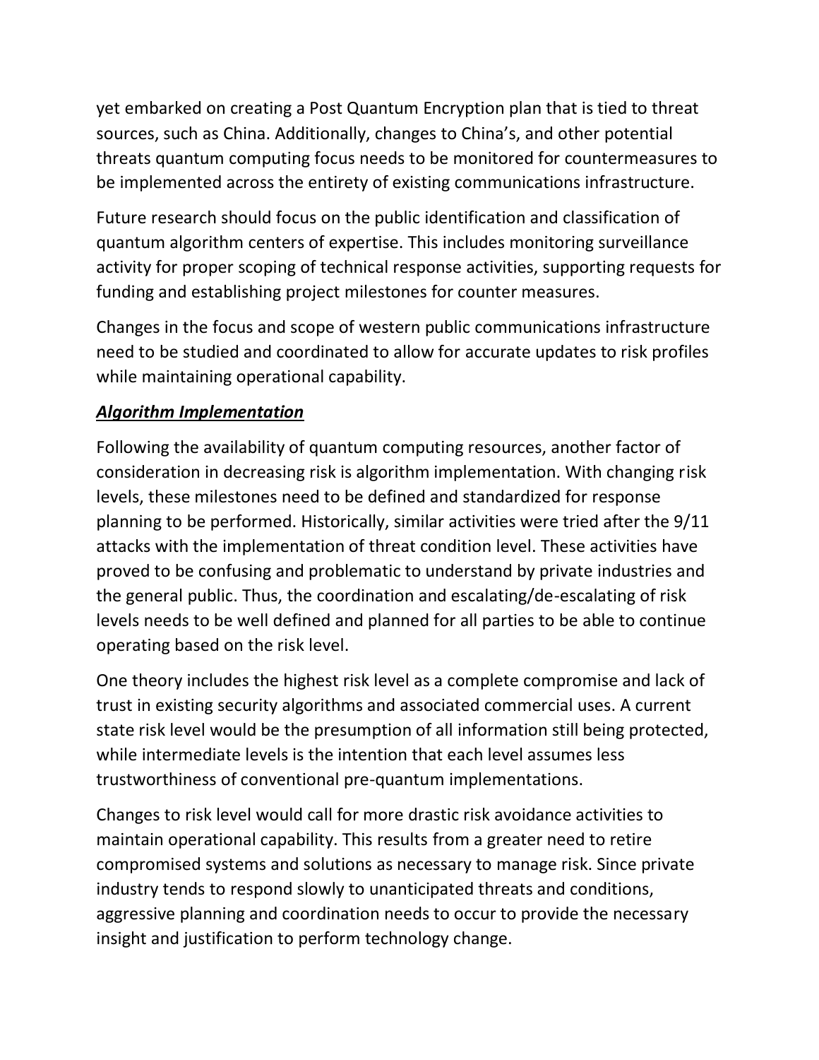yet embarked on creating a Post Quantum Encryption plan that is tied to threat sources, such as China. Additionally, changes to China's, and other potential threats quantum computing focus needs to be monitored for countermeasures to be implemented across the entirety of existing communications infrastructure.

Future research should focus on the public identification and classification of quantum algorithm centers of expertise. This includes monitoring surveillance activity for proper scoping of technical response activities, supporting requests for funding and establishing project milestones for counter measures.

Changes in the focus and scope of western public communications infrastructure need to be studied and coordinated to allow for accurate updates to risk profiles while maintaining operational capability.

***Algorithm Implementation***

Following the availability of quantum computing resources, another factor of consideration in decreasing risk is algorithm implementation. With changing risk levels, these milestones need to be defined and standardized for response planning to be performed. Historically, similar activities were tried after the 9/11 attacks with the implementation of threat condition level. These activities have proved to be confusing and problematic to understand by private industries and the general public. Thus, the coordination and escalating/de-escalating of risk levels needs to be well defined and planned for all parties to be able to continue operating based on the risk level.

One theory includes the highest risk level as a complete compromise and lack of trust in existing security algorithms and associated commercial uses. A current state risk level would be the presumption of all information still being protected, while intermediate levels is the intention that each level assumes less trustworthiness of conventional pre-quantum implementations.

Changes to risk level would call for more drastic risk avoidance activities to maintain operational capability. This results from a greater need to retire compromised systems and solutions as necessary to manage risk. Since private industry tends to respond slowly to unanticipated threats and conditions, aggressive planning and coordination needs to occur to provide the necessary insight and justification to perform technology change.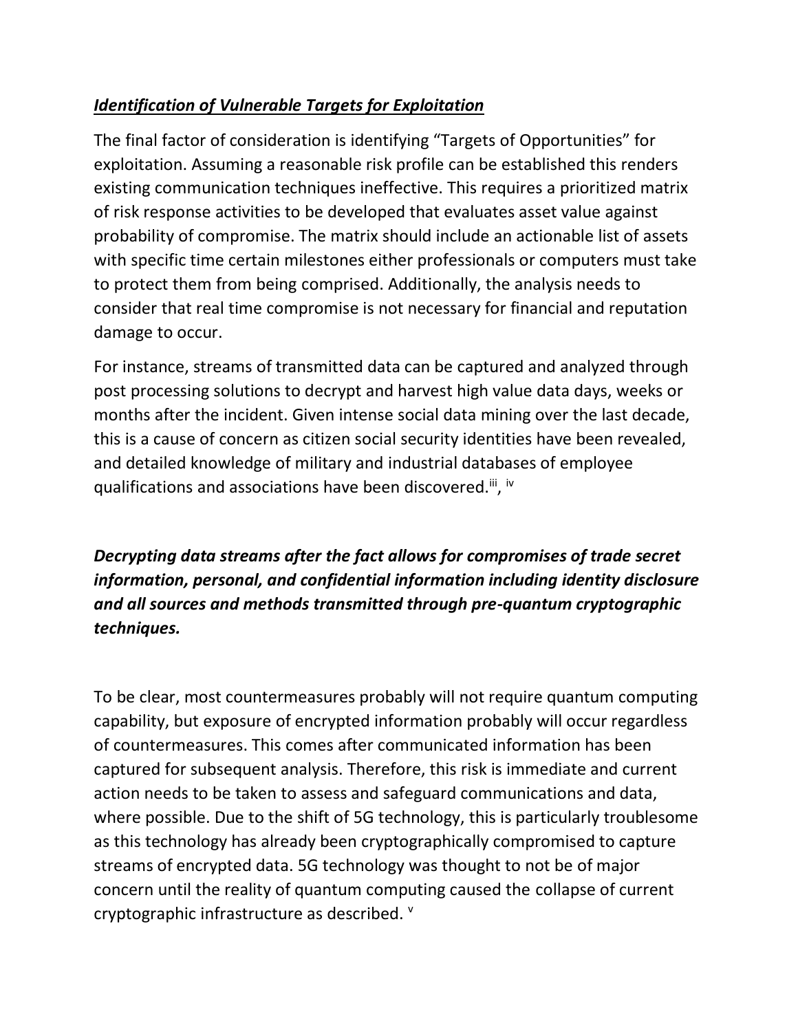## ***Identification of Vulnerable Targets for Exploitation***

The final factor of consideration is identifying "Targets of Opportunities" for exploitation. Assuming a reasonable risk profile can be established this renders existing communication techniques ineffective. This requires a prioritized matrix of risk response activities to be developed that evaluates asset value against probability of compromise. The matrix should include an actionable list of assets with specific time certain milestones either professionals or computers must take to protect them from being comprised. Additionally, the analysis needs to consider that real time compromise is not necessary for financial and reputation damage to occur.

For instance, streams of transmitted data can be captured and analyzed through post processing solutions to decrypt and harvest high value data days, weeks or months after the incident. Given intense social data mining over the last decade, this is a cause of concern as citizen social security identities have been revealed, and detailed knowledge of military and industrial databases of employee qualifications and associations have been discovered.[iii], [iv]

***Decrypting data streams after the fact allows for compromises of trade secret information, personal, and confidential information including identity disclosure and all sources and methods transmitted through pre-quantum cryptographic techniques.***

To be clear, most countermeasures probably will not require quantum computing capability, but exposure of encrypted information probably will occur regardless of countermeasures. This comes after communicated information has been captured for subsequent analysis. Therefore, this risk is immediate and current action needs to be taken to assess and safeguard communications and data, where possible. Due to the shift of 5G technology, this is particularly troublesome as this technology has already been cryptographically compromised to capture streams of encrypted data. 5G technology was thought to not be of major concern until the reality of quantum computing caused the collapse of current cryptographic infrastructure as described. [v]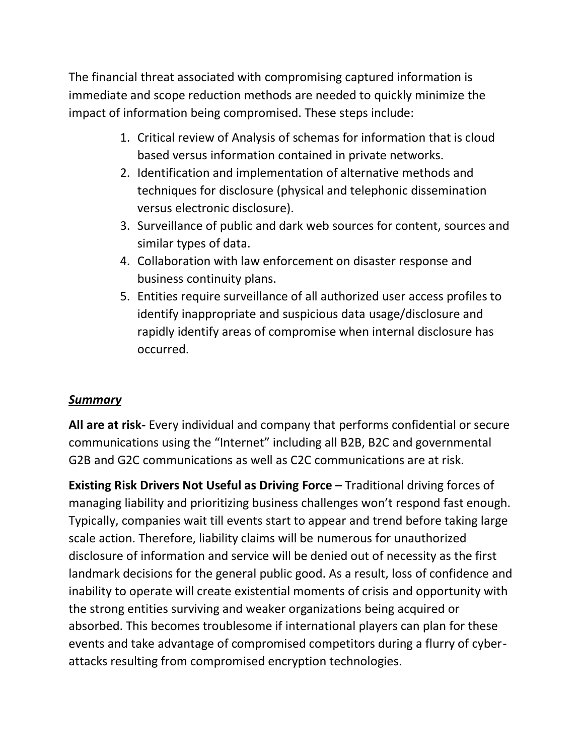The financial threat associated with compromising captured information is immediate and scope reduction methods are needed to quickly minimize the impact of information being compromised. These steps include:

1. Critical review of Analysis of schemas for information that is cloud based versus information contained in private networks.
2. Identification and implementation of alternative methods and techniques for disclosure (physical and telephonic dissemination versus electronic disclosure).
3. Surveillance of public and dark web sources for content, sources and similar types of data.
4. Collaboration with law enforcement on disaster response and business continuity plans.
5. Entities require surveillance of all authorized user access profiles to identify inappropriate and suspicious data usage/disclosure and rapidly identify areas of compromise when internal disclosure has occurred.

***<u>Summary</u>***

**All are at risk-** Every individual and company that performs confidential or secure communications using the "Internet" including all B2B, B2C and governmental G2B and G2C communications as well as C2C communications are at risk.

**Existing Risk Drivers Not Useful as Driving Force –** Traditional driving forces of managing liability and prioritizing business challenges won't respond fast enough. Typically, companies wait till events start to appear and trend before taking large scale action. Therefore, liability claims will be numerous for unauthorized disclosure of information and service will be denied out of necessity as the first landmark decisions for the general public good. As a result, loss of confidence and inability to operate will create existential moments of crisis and opportunity with the strong entities surviving and weaker organizations being acquired or absorbed. This becomes troublesome if international players can plan for these events and take advantage of compromised competitors during a flurry of cyber-attacks resulting from compromised encryption technologies.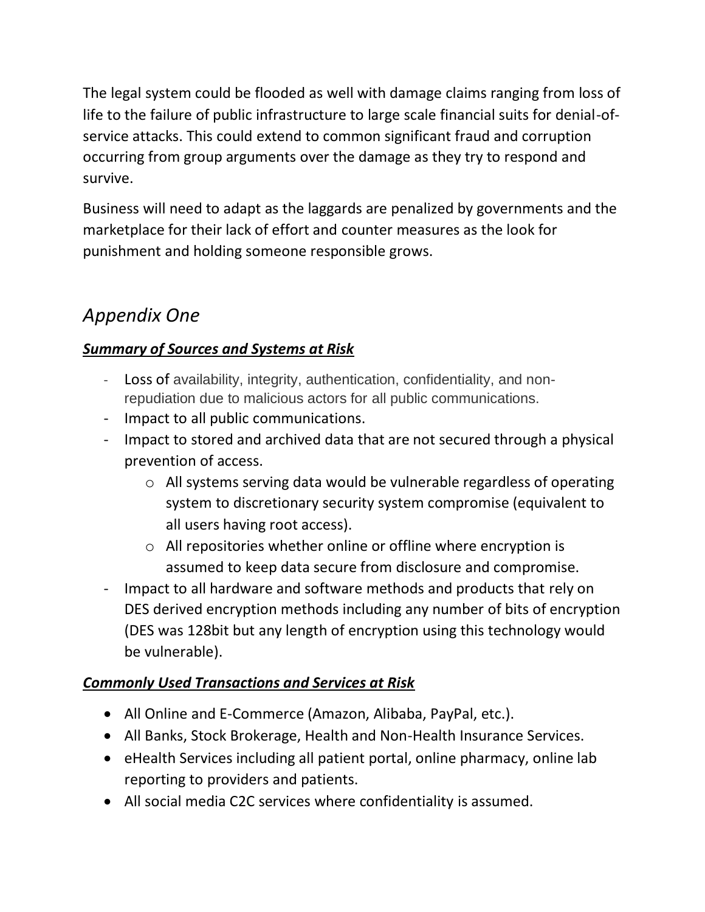The legal system could be flooded as well with damage claims ranging from loss of life to the failure of public infrastructure to large scale financial suits for denial-of-service attacks. This could extend to common significant fraud and corruption occurring from group arguments over the damage as they try to respond and survive.

Business will need to adapt as the laggards are penalized by governments and the marketplace for their lack of effort and counter measures as the look for punishment and holding someone responsible grows.

## *Appendix One*

### ***Summary of Sources and Systems at Risk***

- Loss of availability, integrity, authentication, confidentiality, and non-repudiation due to malicious actors for all public communications.
- Impact to all public communications.
- Impact to stored and archived data that are not secured through a physical prevention of access.
    - All systems serving data would be vulnerable regardless of operating system to discretionary security system compromise (equivalent to all users having root access).
    - All repositories whether online or offline where encryption is assumed to keep data secure from disclosure and compromise.
- Impact to all hardware and software methods and products that rely on DES derived encryption methods including any number of bits of encryption (DES was 128bit but any length of encryption using this technology would be vulnerable).

### ***Commonly Used Transactions and Services at Risk***

- All Online and E-Commerce (Amazon, Alibaba, PayPal, etc.).
- All Banks, Stock Brokerage, Health and Non-Health Insurance Services.
- eHealth Services including all patient portal, online pharmacy, online lab reporting to providers and patients.
- All social media C2C services where confidentiality is assumed.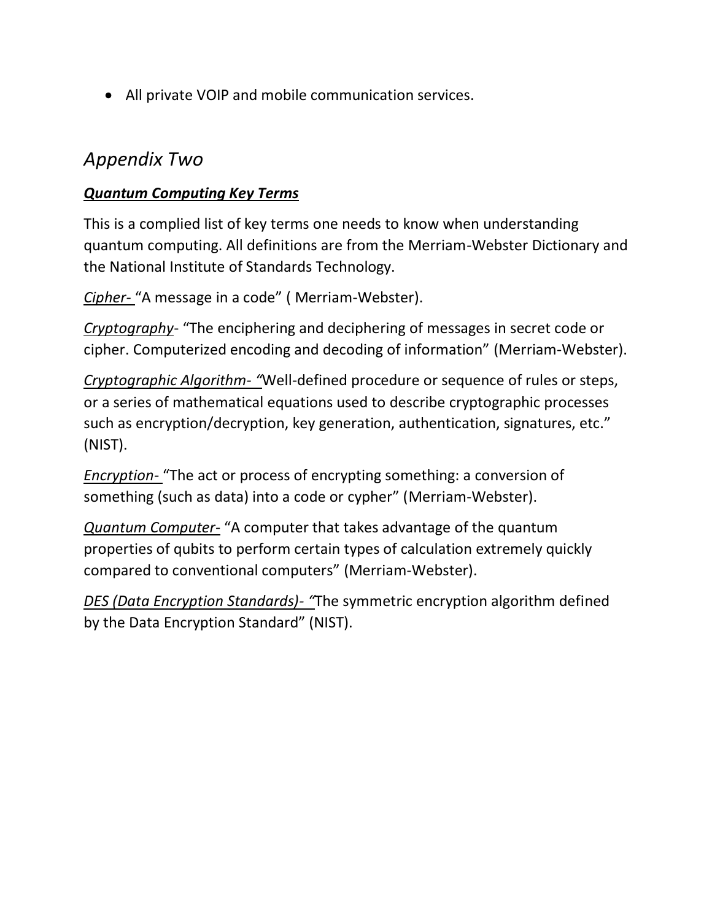- All private VOIP and mobile communication services.

## *Appendix Two*

***Quantum Computing Key Terms***

This is a complied list of key terms one needs to know when understanding quantum computing. All definitions are from the Merriam-Webster Dictionary and the National Institute of Standards Technology.

*Cipher-* "A message in a code" ( Merriam-Webster).

*Cryptography*- "The enciphering and deciphering of messages in secret code or cipher. Computerized encoding and decoding of information" (Merriam-Webster).

*Cryptographic Algorithm- "*Well-defined procedure or sequence of rules or steps, or a series of mathematical equations used to describe cryptographic processes such as encryption/decryption, key generation, authentication, signatures, etc." (NIST).

*Encryption-* "The act or process of encrypting something: a conversion of something (such as data) into a code or cypher" (Merriam-Webster).

*Quantum Computer-* "A computer that takes advantage of the quantum properties of qubits to perform certain types of calculation extremely quickly compared to conventional computers" (Merriam-Webster).

*DES (Data Encryption Standards)- "*The symmetric encryption algorithm defined by the Data Encryption Standard" (NIST).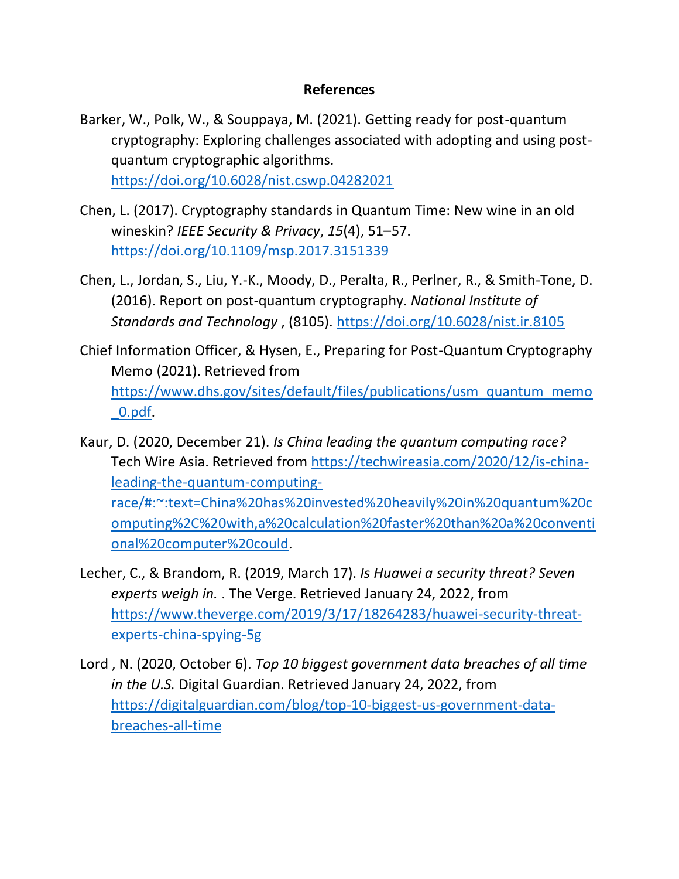# References

Barker, W., Polk, W., & Souppaya, M. (2021). Getting ready for post-quantum cryptography: Exploring challenges associated with adopting and using post-quantum cryptographic algorithms. https://doi.org/10.6028/nist.cswp.04282021

Chen, L. (2017). Cryptography standards in Quantum Time: New wine in an old wineskin? *IEEE Security & Privacy*, *15*(4), 51–57. https://doi.org/10.1109/msp.2017.3151339

Chen, L., Jordan, S., Liu, Y.-K., Moody, D., Peralta, R., Perlner, R., & Smith-Tone, D. (2016). Report on post-quantum cryptography. *National Institute of Standards and Technology* , (8105). https://doi.org/10.6028/nist.ir.8105

Chief Information Officer, & Hysen, E., Preparing for Post-Quantum Cryptography Memo (2021). Retrieved from https://www.dhs.gov/sites/default/files/publications/usm_quantum_memo_0.pdf.

Kaur, D. (2020, December 21). *Is China leading the quantum computing race?* Tech Wire Asia. Retrieved from https://techwireasia.com/2020/12/is-china-leading-the-quantum-computing-race/#:~:text=China%20has%20invested%20heavily%20in%20quantum%20computing%2C%20with,a%20calculation%20faster%20than%20a%20conventional%20computer%20could.

Lecher, C., & Brandom, R. (2019, March 17). *Is Huawei a security threat? Seven experts weigh in.* . The Verge. Retrieved January 24, 2022, from https://www.theverge.com/2019/3/17/18264283/huawei-security-threat-experts-china-spying-5g

Lord , N. (2020, October 6). *Top 10 biggest government data breaches of all time in the U.S.* Digital Guardian. Retrieved January 24, 2022, from https://digitalguardian.com/blog/top-10-biggest-us-government-data-breaches-all-time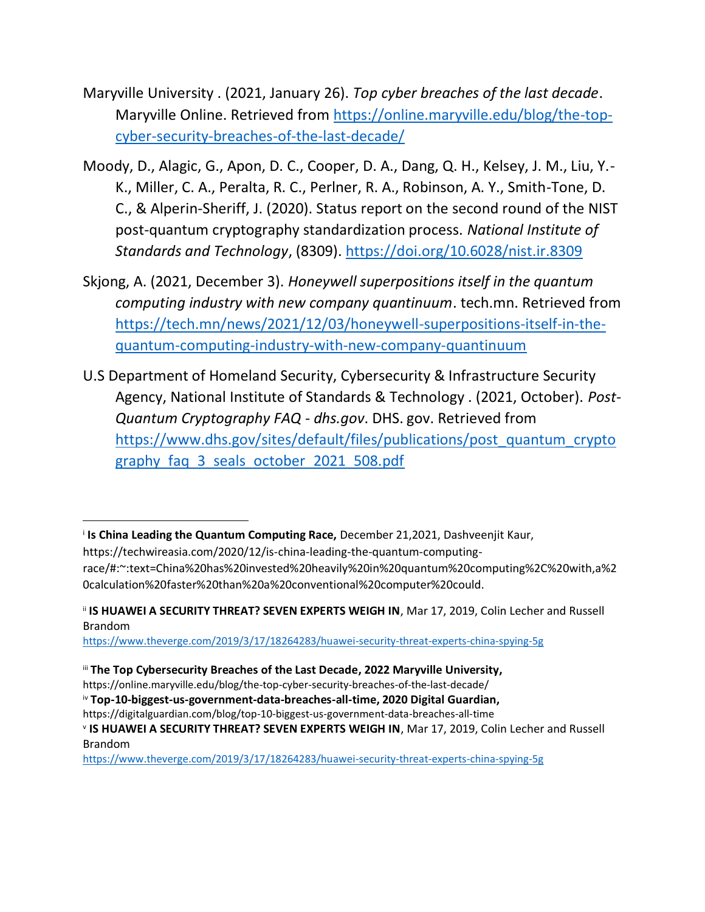Maryville University . (2021, January 26). *Top cyber breaches of the last decade*. Maryville Online. Retrieved from https://online.maryville.edu/blog/the-top-cyber-security-breaches-of-the-last-decade/

Moody, D., Alagic, G., Apon, D. C., Cooper, D. A., Dang, Q. H., Kelsey, J. M., Liu, Y.-K., Miller, C. A., Peralta, R. C., Perlner, R. A., Robinson, A. Y., Smith-Tone, D. C., & Alperin-Sheriff, J. (2020). Status report on the second round of the NIST post-quantum cryptography standardization process. *National Institute of Standards and Technology*, (8309). https://doi.org/10.6028/nist.ir.8309

Skjong, A. (2021, December 3). *Honeywell superpositions itself in the quantum computing industry with new company quantinuum*. tech.mn. Retrieved from https://tech.mn/news/2021/12/03/honeywell-superpositions-itself-in-the-quantum-computing-industry-with-new-company-quantinuum

U.S Department of Homeland Security, Cybersecurity & Infrastructure Security Agency, National Institute of Standards & Technology . (2021, October). *Post-Quantum Cryptography FAQ - dhs.gov*. DHS. gov. Retrieved from https://www.dhs.gov/sites/default/files/publications/post_quantum_cryptography_faq_3_seals_october_2021_508.pdf

---

[i] **Is China Leading the Quantum Computing Race,** December 21,2021, Dashveenjit Kaur, https://techwireasia.com/2020/12/is-china-leading-the-quantum-computing-race/#:~:text=China%20has%20invested%20heavily%20in%20quantum%20computing%2C%20with,a%20calculation%20faster%20than%20a%20conventional%20computer%20could.

[ii] **IS HUAWEI A SECURITY THREAT? SEVEN EXPERTS WEIGH IN**, Mar 17, 2019, Colin Lecher and Russell Brandom
https://www.theverge.com/2019/3/17/18264283/huawei-security-threat-experts-china-spying-5g

[iii] **The Top Cybersecurity Breaches of the Last Decade, 2022 Maryville University,**
https://online.maryville.edu/blog/the-top-cyber-security-breaches-of-the-last-decade/

[iv] **Top-10-biggest-us-government-data-breaches-all-time, 2020 Digital Guardian,**
https://digitalguardian.com/blog/top-10-biggest-us-government-data-breaches-all-time

[v] **IS HUAWEI A SECURITY THREAT? SEVEN EXPERTS WEIGH IN**, Mar 17, 2019, Colin Lecher and Russell Brandom
https://www.theverge.com/2019/3/17/18264283/huawei-security-threat-experts-china-spying-5g